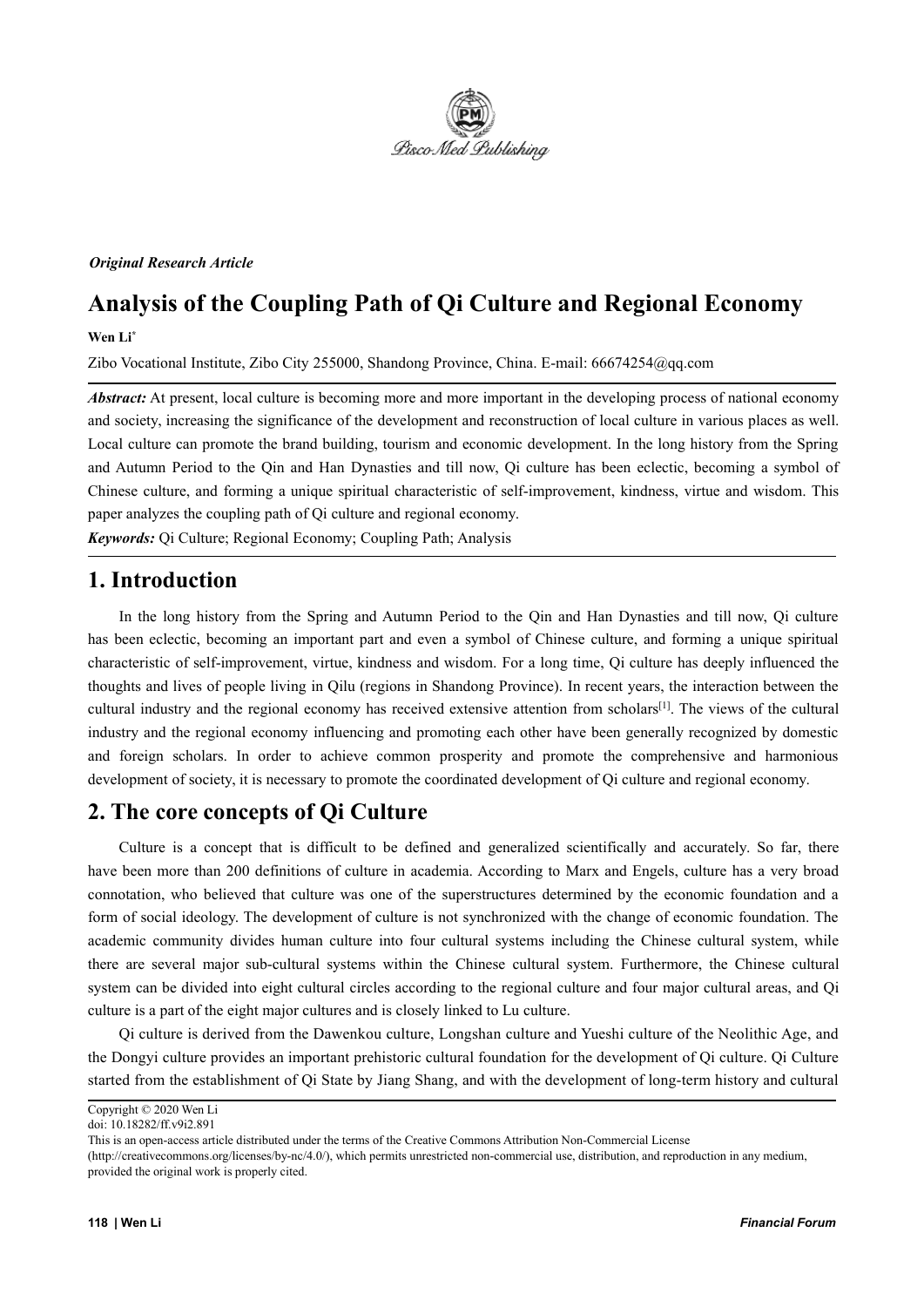*Original Research Article*

# Analysis of the Coupling Path of Qi Culture and Regional Economy

**Wen Li***

Zibo Vocational Institute, Zibo City 255000, Shandong Province, China. E-mail: 66674254@qq.com

***Abstract:*** At present, local culture is becoming more and more important in the developing process of national economy and society, increasing the significance of the development and reconstruction of local culture in various places as well. Local culture can promote the brand building, tourism and economic development. In the long history from the Spring and Autumn Period to the Qin and Han Dynasties and till now, Qi culture has been eclectic, becoming a symbol of Chinese culture, and forming a unique spiritual characteristic of self-improvement, kindness, virtue and wisdom. This paper analyzes the coupling path of Qi culture and regional economy.

***Keywords:*** Qi Culture; Regional Economy; Coupling Path; Analysis

## 1. Introduction

In the long history from the Spring and Autumn Period to the Qin and Han Dynasties and till now, Qi culture has been eclectic, becoming an important part and even a symbol of Chinese culture, and forming a unique spiritual characteristic of self-improvement, virtue, kindness and wisdom. For a long time, Qi culture has deeply influenced the thoughts and lives of people living in Qilu (regions in Shandong Province). In recent years, the interaction between the cultural industry and the regional economy has received extensive attention from scholars[1]. The views of the cultural industry and the regional economy influencing and promoting each other have been generally recognized by domestic and foreign scholars. In order to achieve common prosperity and promote the comprehensive and harmonious development of society, it is necessary to promote the coordinated development of Qi culture and regional economy.

## 2. The core concepts of Qi Culture

Culture is a concept that is difficult to be defined and generalized scientifically and accurately. So far, there have been more than 200 definitions of culture in academia. According to Marx and Engels, culture has a very broad connotation, who believed that culture was one of the superstructures determined by the economic foundation and a form of social ideology. The development of culture is not synchronized with the change of economic foundation. The academic community divides human culture into four cultural systems including the Chinese cultural system, while there are several major sub-cultural systems within the Chinese cultural system. Furthermore, the Chinese cultural system can be divided into eight cultural circles according to the regional culture and four major cultural areas, and Qi culture is a part of the eight major cultures and is closely linked to Lu culture.

Qi culture is derived from the Dawenkou culture, Longshan culture and Yueshi culture of the Neolithic Age, and the Dongyi culture provides an important prehistoric cultural foundation for the development of Qi culture. Qi Culture started from the establishment of Qi State by Jiang Shang, and with the development of long-term history and cultural

Copyright © 2020 Wen Li
doi: 10.18282/ff.v9i2.891
This is an open-access article distributed under the terms of the Creative Commons Attribution Non-Commercial License (http://creativecommons.org/licenses/by-nc/4.0/), which permits unrestricted non-commercial use, distribution, and reproduction in any medium, provided the original work is properly cited.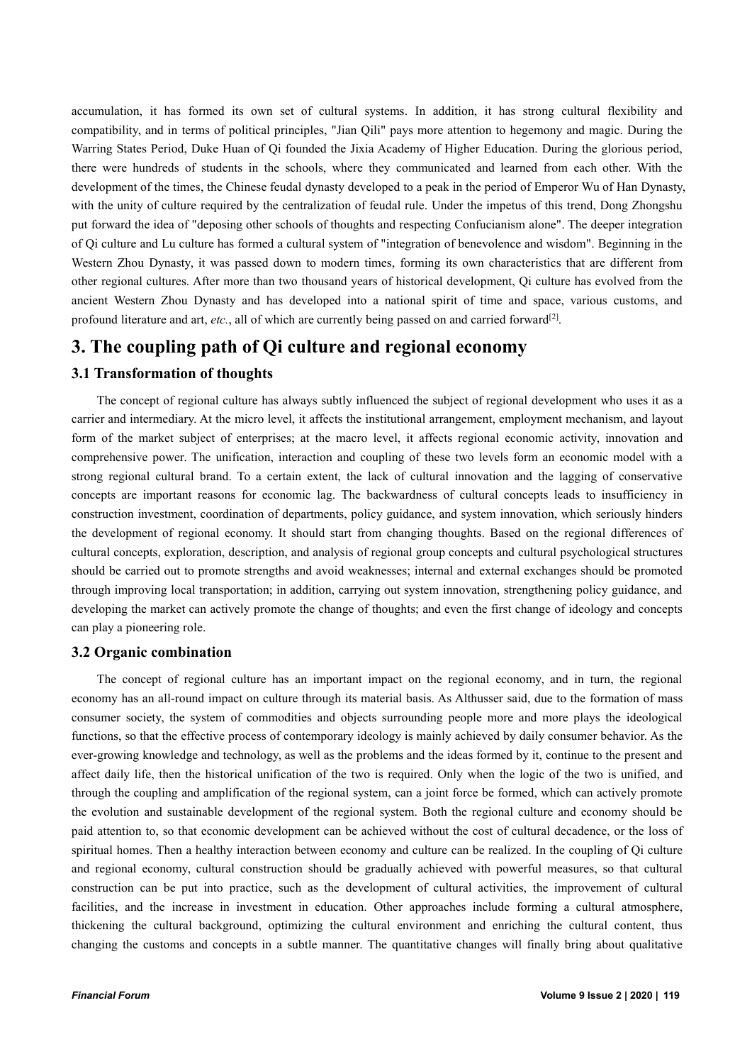accumulation, it has formed its own set of cultural systems. In addition, it has strong cultural flexibility and compatibility, and in terms of political principles, "Jian Qili" pays more attention to hegemony and magic. During the Warring States Period, Duke Huan of Qi founded the Jixia Academy of Higher Education. During the glorious period, there were hundreds of students in the schools, where they communicated and learned from each other. With the development of the times, the Chinese feudal dynasty developed to a peak in the period of Emperor Wu of Han Dynasty, with the unity of culture required by the centralization of feudal rule. Under the impetus of this trend, Dong Zhongshu put forward the idea of "deposing other schools of thoughts and respecting Confucianism alone". The deeper integration of Qi culture and Lu culture has formed a cultural system of "integration of benevolence and wisdom". Beginning in the Western Zhou Dynasty, it was passed down to modern times, forming its own characteristics that are different from other regional cultures. After more than two thousand years of historical development, Qi culture has evolved from the ancient Western Zhou Dynasty and has developed into a national spirit of time and space, various customs, and profound literature and art, *etc.*, all of which are currently being passed on and carried forward[2].

## 3. The coupling path of Qi culture and regional economy

### 3.1 Transformation of thoughts

The concept of regional culture has always subtly influenced the subject of regional development who uses it as a carrier and intermediary. At the micro level, it affects the institutional arrangement, employment mechanism, and layout form of the market subject of enterprises; at the macro level, it affects regional economic activity, innovation and comprehensive power. The unification, interaction and coupling of these two levels form an economic model with a strong regional cultural brand. To a certain extent, the lack of cultural innovation and the lagging of conservative concepts are important reasons for economic lag. The backwardness of cultural concepts leads to insufficiency in construction investment, coordination of departments, policy guidance, and system innovation, which seriously hinders the development of regional economy. It should start from changing thoughts. Based on the regional differences of cultural concepts, exploration, description, and analysis of regional group concepts and cultural psychological structures should be carried out to promote strengths and avoid weaknesses; internal and external exchanges should be promoted through improving local transportation; in addition, carrying out system innovation, strengthening policy guidance, and developing the market can actively promote the change of thoughts; and even the first change of ideology and concepts can play a pioneering role.

### 3.2 Organic combination

The concept of regional culture has an important impact on the regional economy, and in turn, the regional economy has an all-round impact on culture through its material basis. As Althusser said, due to the formation of mass consumer society, the system of commodities and objects surrounding people more and more plays the ideological functions, so that the effective process of contemporary ideology is mainly achieved by daily consumer behavior. As the ever-growing knowledge and technology, as well as the problems and the ideas formed by it, continue to the present and affect daily life, then the historical unification of the two is required. Only when the logic of the two is unified, and through the coupling and amplification of the regional system, can a joint force be formed, which can actively promote the evolution and sustainable development of the regional system. Both the regional culture and economy should be paid attention to, so that economic development can be achieved without the cost of cultural decadence, or the loss of spiritual homes. Then a healthy interaction between economy and culture can be realized. In the coupling of Qi culture and regional economy, cultural construction should be gradually achieved with powerful measures, so that cultural construction can be put into practice, such as the development of cultural activities, the improvement of cultural facilities, and the increase in investment in education. Other approaches include forming a cultural atmosphere, thickening the cultural background, optimizing the cultural environment and enriching the cultural content, thus changing the customs and concepts in a subtle manner. The quantitative changes will finally bring about qualitative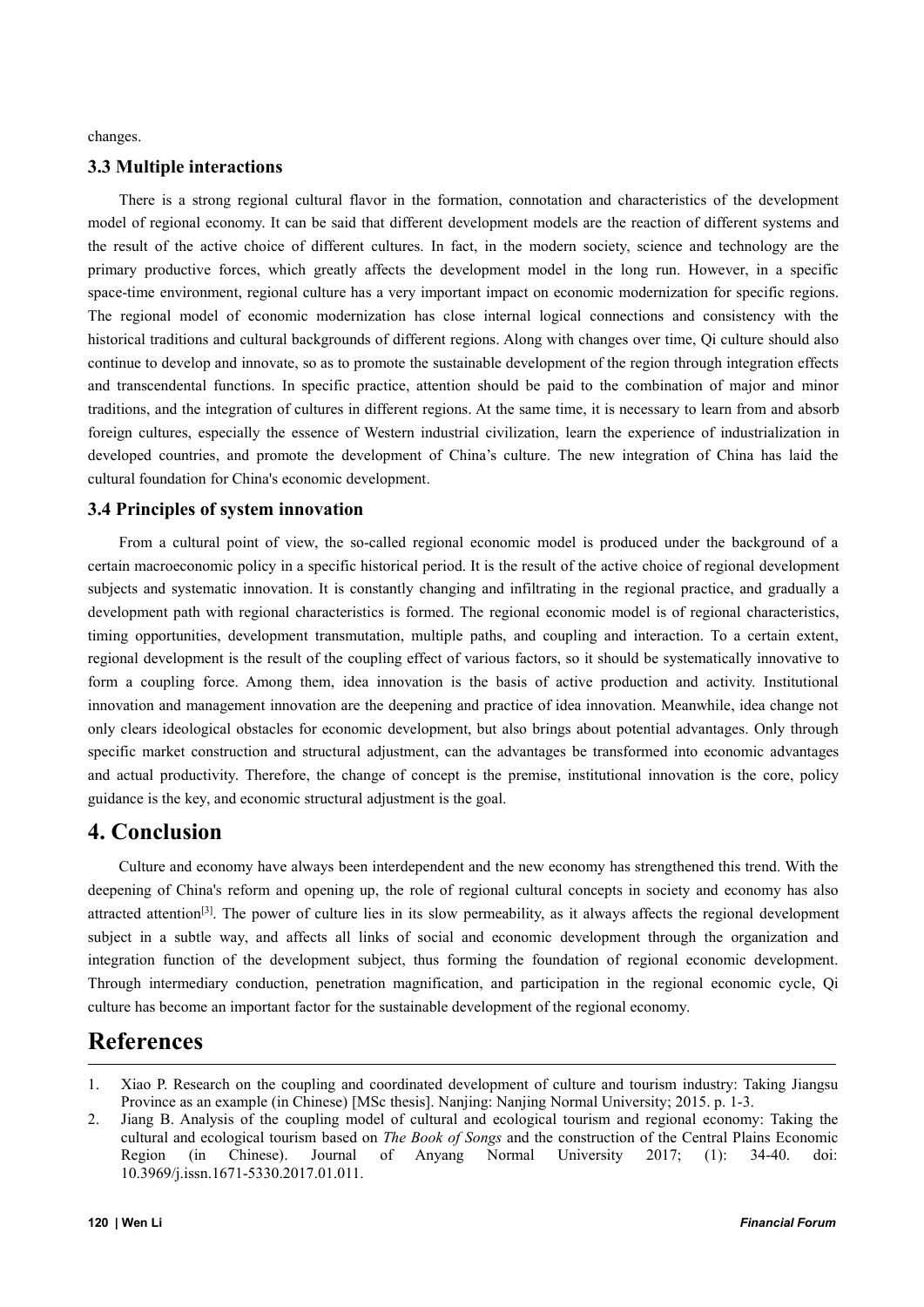changes.

### 3.3 Multiple interactions

There is a strong regional cultural flavor in the formation, connotation and characteristics of the development model of regional economy. It can be said that different development models are the reaction of different systems and the result of the active choice of different cultures. In fact, in the modern society, science and technology are the primary productive forces, which greatly affects the development model in the long run. However, in a specific space-time environment, regional culture has a very important impact on economic modernization for specific regions. The regional model of economic modernization has close internal logical connections and consistency with the historical traditions and cultural backgrounds of different regions. Along with changes over time, Qi culture should also continue to develop and innovate, so as to promote the sustainable development of the region through integration effects and transcendental functions. In specific practice, attention should be paid to the combination of major and minor traditions, and the integration of cultures in different regions. At the same time, it is necessary to learn from and absorb foreign cultures, especially the essence of Western industrial civilization, learn the experience of industrialization in developed countries, and promote the development of China's culture. The new integration of China has laid the cultural foundation for China's economic development.

### 3.4 Principles of system innovation

From a cultural point of view, the so-called regional economic model is produced under the background of a certain macroeconomic policy in a specific historical period. It is the result of the active choice of regional development subjects and systematic innovation. It is constantly changing and infiltrating in the regional practice, and gradually a development path with regional characteristics is formed. The regional economic model is of regional characteristics, timing opportunities, development transmutation, multiple paths, and coupling and interaction. To a certain extent, regional development is the result of the coupling effect of various factors, so it should be systematically innovative to form a coupling force. Among them, idea innovation is the basis of active production and activity. Institutional innovation and management innovation are the deepening and practice of idea innovation. Meanwhile, idea change not only clears ideological obstacles for economic development, but also brings about potential advantages. Only through specific market construction and structural adjustment, can the advantages be transformed into economic advantages and actual productivity. Therefore, the change of concept is the premise, institutional innovation is the core, policy guidance is the key, and economic structural adjustment is the goal.

## 4. Conclusion

Culture and economy have always been interdependent and the new economy has strengthened this trend. With the deepening of China's reform and opening up, the role of regional cultural concepts in society and economy has also attracted attention[3]. The power of culture lies in its slow permeability, as it always affects the regional development subject in a subtle way, and affects all links of social and economic development through the organization and integration function of the development subject, thus forming the foundation of regional economic development. Through intermediary conduction, penetration magnification, and participation in the regional economic cycle, Qi culture has become an important factor for the sustainable development of the regional economy.

## References

1. Xiao P. Research on the coupling and coordinated development of culture and tourism industry: Taking Jiangsu Province as an example (in Chinese) [MSc thesis]. Nanjing: Nanjing Normal University; 2015. p. 1-3.
2. Jiang B. Analysis of the coupling model of cultural and ecological tourism and regional economy: Taking the cultural and ecological tourism based on *The Book of Songs* and the construction of the Central Plains Economic Region (in Chinese). Journal of Anyang Normal University 2017; (1): 34-40. doi: 10.3969/j.issn.1671-5330.2017.01.011.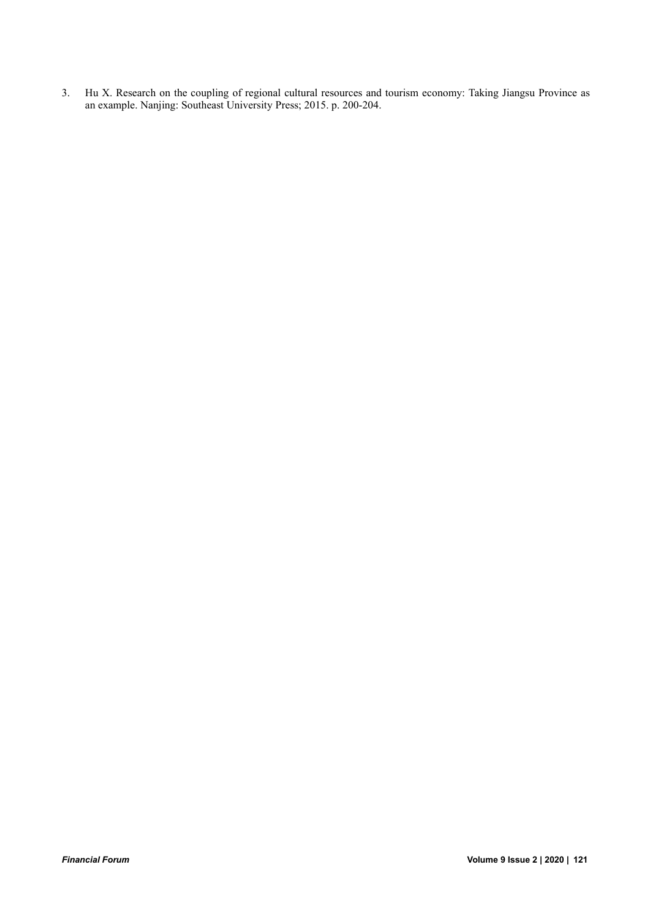3. Hu X. Research on the coupling of regional cultural resources and tourism economy: Taking Jiangsu Province as an example. Nanjing: Southeast University Press; 2015. p. 200-204.